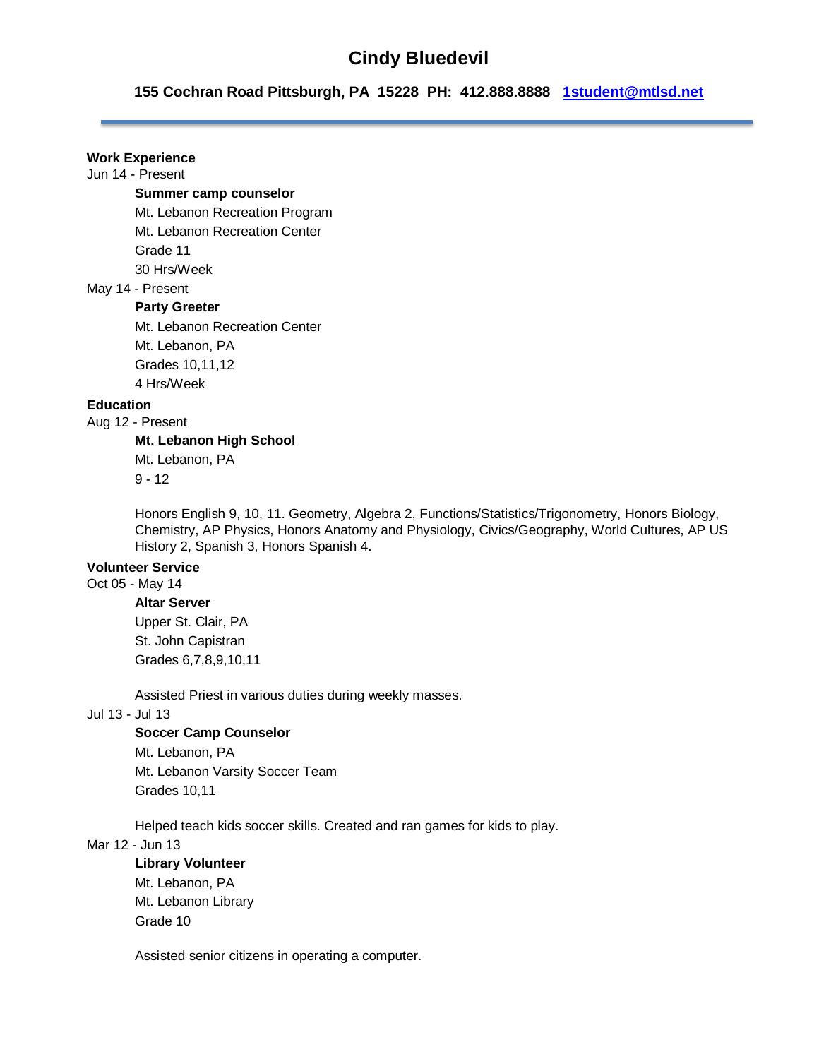# Cindy Bluedevil

**155 Cochran Road Pittsburgh, PA 15228 PH: 412.888.8888 1student@mtlsd.net**

---

## Work Experience

Jun 14 - Present

**Summer camp counselor**
Mt. Lebanon Recreation Program
Mt. Lebanon Recreation Center
Grade 11
30 Hrs/Week

May 14 - Present

**Party Greeter**
Mt. Lebanon Recreation Center
Mt. Lebanon, PA
Grades 10,11,12
4 Hrs/Week

## Education

Aug 12 - Present

**Mt. Lebanon High School**
Mt. Lebanon, PA
9 - 12

Honors English 9, 10, 11. Geometry, Algebra 2, Functions/Statistics/Trigonometry, Honors Biology, Chemistry, AP Physics, Honors Anatomy and Physiology, Civics/Geography, World Cultures, AP US History 2, Spanish 3, Honors Spanish 4.

## Volunteer Service

Oct 05 - May 14

**Altar Server**
Upper St. Clair, PA
St. John Capistran
Grades 6,7,8,9,10,11

Assisted Priest in various duties during weekly masses.

Jul 13 - Jul 13

**Soccer Camp Counselor**
Mt. Lebanon, PA
Mt. Lebanon Varsity Soccer Team
Grades 10,11

Helped teach kids soccer skills. Created and ran games for kids to play.

Mar 12 - Jun 13

**Library Volunteer**
Mt. Lebanon, PA
Mt. Lebanon Library
Grade 10

Assisted senior citizens in operating a computer.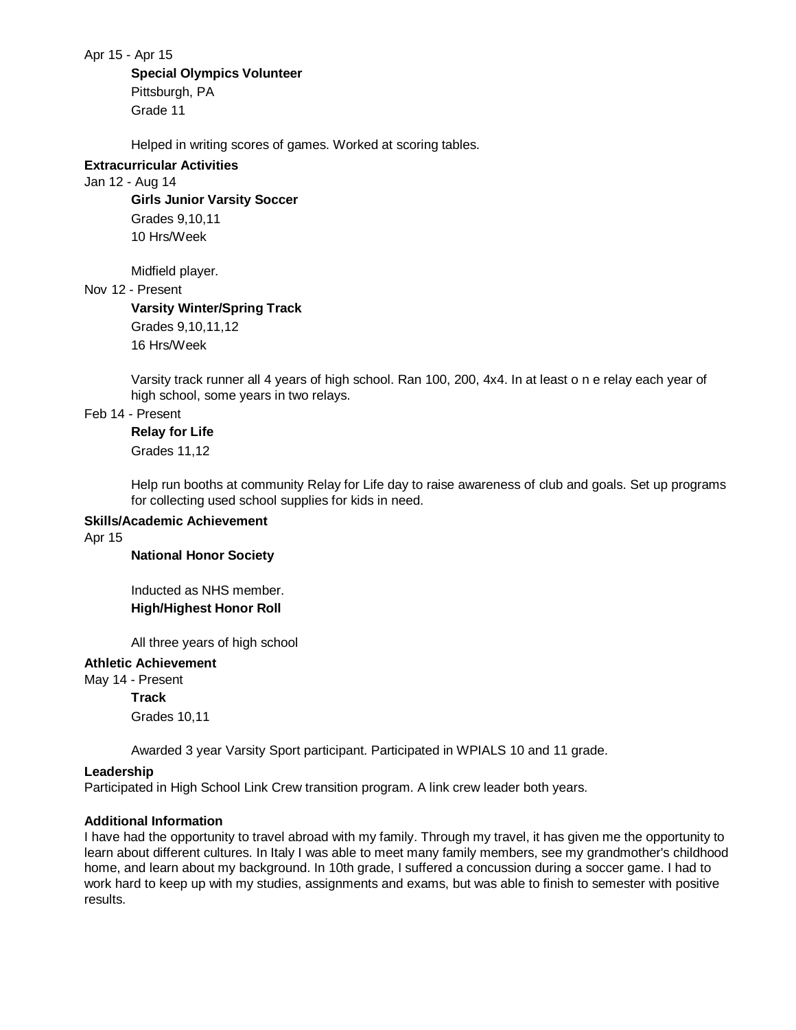Apr 15 - Apr 15

**Special Olympics Volunteer**
Pittsburgh, PA
Grade 11

Helped in writing scores of games. Worked at scoring tables.

**Extracurricular Activities**

Jan 12 - Aug 14

**Girls Junior Varsity Soccer**
Grades 9,10,11
10 Hrs/Week

Midfield player.

Nov 12 - Present

**Varsity Winter/Spring Track**
Grades 9,10,11,12
16 Hrs/Week

Varsity track runner all 4 years of high school. Ran 100, 200, 4x4. In at least o n e relay each year of high school, some years in two relays.

Feb 14 - Present

**Relay for Life**
Grades 11,12

Help run booths at community Relay for Life day to raise awareness of club and goals. Set up programs for collecting used school supplies for kids in need.

**Skills/Academic Achievement**

Apr 15

**National Honor Society**

Inducted as NHS member.

**High/Highest Honor Roll**

All three years of high school

**Athletic Achievement**

May 14 - Present

**Track**
Grades 10,11

Awarded 3 year Varsity Sport participant. Participated in WPIALS 10 and 11 grade.

**Leadership**

Participated in High School Link Crew transition program. A link crew leader both years.

**Additional Information**

I have had the opportunity to travel abroad with my family. Through my travel, it has given me the opportunity to learn about different cultures. In Italy I was able to meet many family members, see my grandmother's childhood home, and learn about my background. In 10th grade, I suffered a concussion during a soccer game. I had to work hard to keep up with my studies, assignments and exams, but was able to finish to semester with positive results.